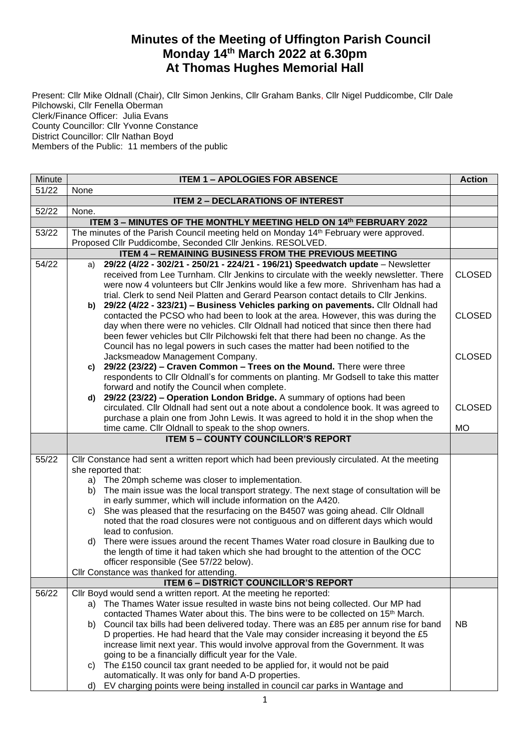# Minutes of the Meeting of Uffington Parish Council
## Monday 14th March 2022 at 6.30pm
## At Thomas Hughes Memorial Hall

Present: Cllr Mike Oldnall (Chair), Cllr Simon Jenkins, Cllr Graham Banks, Cllr Nigel Puddicombe, Cllr Dale Pilchowski, Cllr Fenella Oberman
Clerk/Finance Officer: Julia Evans
County Councillor: Cllr Yvonne Constance
District Councillor: Cllr Nathan Boyd
Members of the Public: 11 members of the public

| Minute | ITEM 1 – APOLOGIES FOR ABSENCE | Action |
|---|---|---|
| 51/22 | None | |
| | **ITEM 2 – DECLARATIONS OF INTEREST** | |
| 52/22 | None. | |
| | **ITEM 3 – MINUTES OF THE MONTHLY MEETING HELD ON 14th FEBRUARY 2022** | |
| 53/22 | The minutes of the Parish Council meeting held on Monday 14th February were approved. Proposed Cllr Puddicombe, Seconded Cllr Jenkins. RESOLVED. | |
| | **ITEM 4 – REMAINING BUSINESS FROM THE PREVIOUS MEETING** | |
| 54/22 | a) **29/22 (4/22 - 302/21 - 250/21 - 224/21 - 196/21) Speedwatch update** – Newsletter received from Lee Turnham. Cllr Jenkins to circulate with the weekly newsletter. There were now 4 volunteers but Cllr Jenkins would like a few more. Shrivenham has had a trial. Clerk to send Neil Platten and Gerard Pearson contact details to Cllr Jenkins. | CLOSED |
| | b) **29/22 (4/22 - 323/21) – Business Vehicles parking on pavements.** Cllr Oldnall had contacted the PCSO who had been to look at the area. However, this was during the day when there were no vehicles. Cllr Oldnall had noticed that since then there had been fewer vehicles but Cllr Pilchowski felt that there had been no change. As the Council has no legal powers in such cases the matter had been notified to the Jacksmeadow Management Company. | CLOSED |
| | c) **29/22 (23/22) – Craven Common – Trees on the Mound.** There were three respondents to Cllr Oldnall's for comments on planting. Mr Godsell to take this matter forward and notify the Council when complete. | CLOSED |
| | d) **29/22 (23/22) – Operation London Bridge.** A summary of options had been circulated. Cllr Oldnall had sent out a note about a condolence book. It was agreed to purchase a plain one from John Lewis. It was agreed to hold it in the shop when the time came. Cllr Oldnall to speak to the shop owners. | CLOSED<br>MO |
| | **ITEM 5 – COUNTY COUNCILLOR'S REPORT** | |
| 55/22 | Cllr Constance had sent a written report which had been previously circulated. At the meeting she reported that:<br>a) The 20mph scheme was closer to implementation.<br>b) The main issue was the local transport strategy. The next stage of consultation will be in early summer, which will include information on the A420.<br>c) She was pleased that the resurfacing on the B4507 was going ahead. Cllr Oldnall noted that the road closures were not contiguous and on different days which would lead to confusion.<br>d) There were issues around the recent Thames Water road closure in Baulking due to the length of time it had taken which she had brought to the attention of the OCC officer responsible (See 57/22 below).<br>Cllr Constance was thanked for attending. | |
| | **ITEM 6 – DISTRICT COUNCILLOR'S REPORT** | |
| 56/22 | Cllr Boyd would send a written report. At the meeting he reported:<br>a) The Thames Water issue resulted in waste bins not being collected. Our MP had contacted Thames Water about this. The bins were to be collected on 15th March.<br>b) Council tax bills had been delivered today. There was an £85 per annum rise for band D properties. He had heard that the Vale may consider increasing it beyond the £5 increase limit next year. This would involve approval from the Government. It was going to be a financially difficult year for the Vale.<br>c) The £150 council tax grant needed to be applied for, it would not be paid automatically. It was only for band A-D properties.<br>d) EV charging points were being installed in council car parks in Wantage and | NB |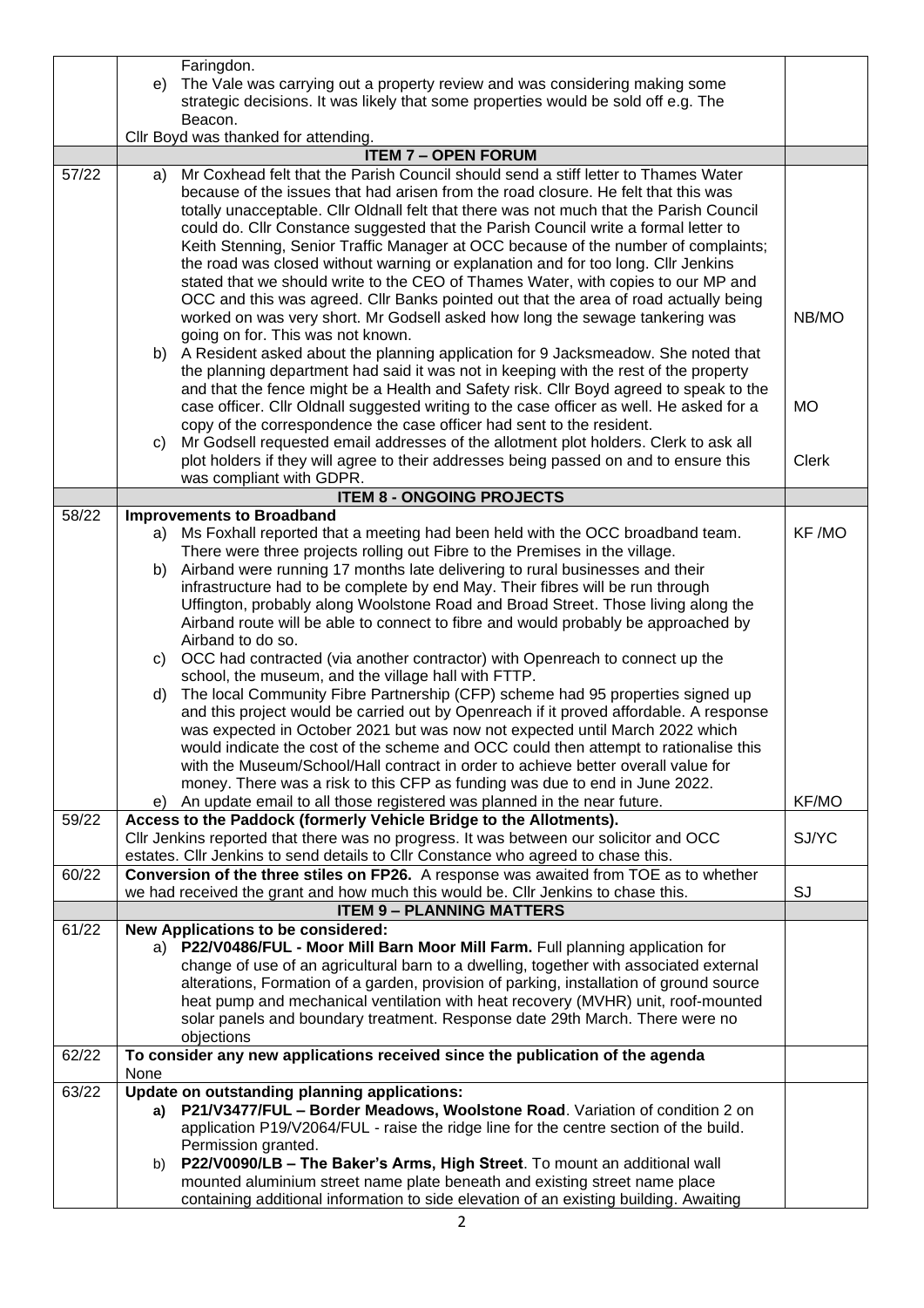| | | |
|---|---|---|
| | Faringdon.<br>e) The Vale was carrying out a property review and was considering making some strategic decisions. It was likely that some properties would be sold off e.g. The Beacon.<br>Cllr Boyd was thanked for attending. | |
| | **ITEM 7 – OPEN FORUM** | |
| 57/22 | a) Mr Coxhead felt that the Parish Council should send a stiff letter to Thames Water because of the issues that had arisen from the road closure. He felt that this was totally unacceptable. Cllr Oldnall felt that there was not much that the Parish Council could do. Cllr Constance suggested that the Parish Council write a formal letter to Keith Stenning, Senior Traffic Manager at OCC because of the number of complaints; the road was closed without warning or explanation and for too long. Cllr Jenkins stated that we should write to the CEO of Thames Water, with copies to our MP and OCC and this was agreed. Cllr Banks pointed out that the area of road actually being worked on was very short. Mr Godsell asked how long the sewage tankering was going on for. This was not known.<br>b) A Resident asked about the planning application for 9 Jacksmeadow. She noted that the planning department had said it was not in keeping with the rest of the property and that the fence might be a Health and Safety risk. Cllr Boyd agreed to speak to the case officer. Cllr Oldnall suggested writing to the case officer as well. He asked for a copy of the correspondence the case officer had sent to the resident.<br>c) Mr Godsell requested email addresses of the allotment plot holders. Clerk to ask all plot holders if they will agree to their addresses being passed on and to ensure this was compliant with GDPR. | NB/MO<br><br>MO<br><br>Clerk |
| | **ITEM 8 - ONGOING PROJECTS** | |
| 58/22 | **Improvements to Broadband**<br>a) Ms Foxhall reported that a meeting had been held with the OCC broadband team. There were three projects rolling out Fibre to the Premises in the village.<br>b) Airband were running 17 months late delivering to rural businesses and their infrastructure had to be complete by end May. Their fibres will be run through Uffington, probably along Woolstone Road and Broad Street. Those living along the Airband route will be able to connect to fibre and would probably be approached by Airband to do so.<br>c) OCC had contracted (via another contractor) with Openreach to connect up the school, the museum, and the village hall with FTTP.<br>d) The local Community Fibre Partnership (CFP) scheme had 95 properties signed up and this project would be carried out by Openreach if it proved affordable. A response was expected in October 2021 but was now not expected until March 2022 which would indicate the cost of the scheme and OCC could then attempt to rationalise this with the Museum/School/Hall contract in order to achieve better overall value for money. There was a risk to this CFP as funding was due to end in June 2022.<br>e) An update email to all those registered was planned in the near future. | KF /MO<br><br>KF/MO |
| 59/22 | **Access to the Paddock (formerly Vehicle Bridge to the Allotments).**<br>Cllr Jenkins reported that there was no progress. It was between our solicitor and OCC estates. Cllr Jenkins to send details to Cllr Constance who agreed to chase this. | SJ/YC |
| 60/22 | **Conversion of the three stiles on FP26.** A response was awaited from TOE as to whether we had received the grant and how much this would be. Cllr Jenkins to chase this. | SJ |
| | **ITEM 9 – PLANNING MATTERS** | |
| 61/22 | **New Applications to be considered:**<br>a) **P22/V0486/FUL - Moor Mill Barn Moor Mill Farm.** Full planning application for change of use of an agricultural barn to a dwelling, together with associated external alterations, Formation of a garden, provision of parking, installation of ground source heat pump and mechanical ventilation with heat recovery (MVHR) unit, roof-mounted solar panels and boundary treatment. Response date 29th March. There were no objections | |
| 62/22 | **To consider any new applications received since the publication of the agenda**<br>None | |
| 63/22 | **Update on outstanding planning applications:**<br>**a) P21/V3477/FUL – Border Meadows, Woolstone Road**. Variation of condition 2 on application P19/V2064/FUL - raise the ridge line for the centre section of the build. Permission granted.<br>b) **P22/V0090/LB – The Baker's Arms, High Street**. To mount an additional wall mounted aluminium street name plate beneath and existing street name place containing additional information to side elevation of an existing building. Awaiting | |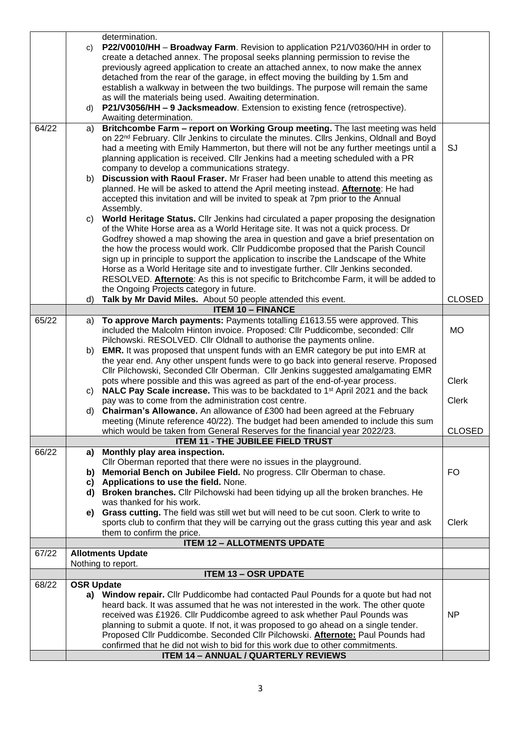| | | |
|---|---|---|
| | determination.<br>c) **P22/V0010/HH** – **Broadway Farm**. Revision to application P21/V0360/HH in order to create a detached annex. The proposal seeks planning permission to revise the previously agreed application to create an attached annex, to now make the annex detached from the rear of the garage, in effect moving the building by 1.5m and establish a walkway in between the two buildings. The purpose will remain the same as will the materials being used. Awaiting determination.<br>d) **P21/V3056/HH – 9 Jacksmeadow**. Extension to existing fence (retrospective). Awaiting determination. | |
| 64/22 | a) **Britchcombe Farm – report on Working Group meeting.** The last meeting was held on 22nd February. Cllr Jenkins to circulate the minutes. Cllrs Jenkins, Oldnall and Boyd had a meeting with Emily Hammerton, but there will not be any further meetings until a planning application is received. Cllr Jenkins had a meeting scheduled with a PR company to develop a communications strategy.<br>b) **Discussion with Raoul Fraser.** Mr Fraser had been unable to attend this meeting as planned. He will be asked to attend the April meeting instead. **Afternote**: He had accepted this invitation and will be invited to speak at 7pm prior to the Annual Assembly.<br>c) **World Heritage Status.** Cllr Jenkins had circulated a paper proposing the designation of the White Horse area as a World Heritage site. It was not a quick process. Dr Godfrey showed a map showing the area in question and gave a brief presentation on the how the process would work. Cllr Puddicombe proposed that the Parish Council sign up in principle to support the application to inscribe the Landscape of the White Horse as a World Heritage site and to investigate further. Cllr Jenkins seconded. RESOLVED. **Afternote**: As this is not specific to Britchcombe Farm, it will be added to the Ongoing Projects category in future.<br>d) **Talk by Mr David Miles.** About 50 people attended this event. | SJ<br><br><br><br><br><br>CLOSED |
| | **ITEM 10 – FINANCE** | |
| 65/22 | a) **To approve March payments:** Payments totalling £1613.55 were approved. This included the Malcolm Hinton invoice. Proposed: Cllr Puddicombe, seconded: Cllr Pilchowski. RESOLVED. Cllr Oldnall to authorise the payments online.<br>b) **EMR.** It was proposed that unspent funds with an EMR category be put into EMR at the year end. Any other unspent funds were to go back into general reserve. Proposed Cllr Pilchowski, Seconded Cllr Oberman. Cllr Jenkins suggested amalgamating EMR pots where possible and this was agreed as part of the end-of-year process.<br>c) **NALC Pay Scale increase.** This was to be backdated to 1st April 2021 and the back pay was to come from the administration cost centre.<br>d) **Chairman's Allowance.** An allowance of £300 had been agreed at the February meeting (Minute reference 40/22). The budget had been amended to include this sum which would be taken from General Reserves for the financial year 2022/23. | MO<br><br><br><br>Clerk<br><br>Clerk<br><br>CLOSED |
| | **ITEM 11 - THE JUBILEE FIELD TRUST** | |
| 66/22 | **a) Monthly play area inspection.**<br>Cllr Oberman reported that there were no issues in the playground.<br>**b) Memorial Bench on Jubilee Field.** No progress. Cllr Oberman to chase.<br>**c) Applications to use the field.** None.<br>**d) Broken branches.** Cllr Pilchowski had been tidying up all the broken branches. He was thanked for his work.<br>**e) Grass cutting.** The field was still wet but will need to be cut soon. Clerk to write to sports club to confirm that they will be carrying out the grass cutting this year and ask them to confirm the price. | <br><br>FO<br><br><br><br>Clerk |
| | **ITEM 12 – ALLOTMENTS UPDATE** | |
| 67/22 | **Allotments Update**<br>Nothing to report. | |
| | **ITEM 13 – OSR UPDATE** | |
| 68/22 | **OSR Update**<br>**a) Window repair.** Cllr Puddicombe had contacted Paul Pounds for a quote but had not heard back. It was assumed that he was not interested in the work. The other quote received was £1926. Cllr Puddicombe agreed to ask whether Paul Pounds was planning to submit a quote. If not, it was proposed to go ahead on a single tender. Proposed Cllr Puddicombe. Seconded Cllr Pilchowski. **Afternote:** Paul Pounds had confirmed that he did not wish to bid for this work due to other commitments. | <br><br><br>NP |
| | **ITEM 14 – ANNUAL / QUARTERLY REVIEWS** | |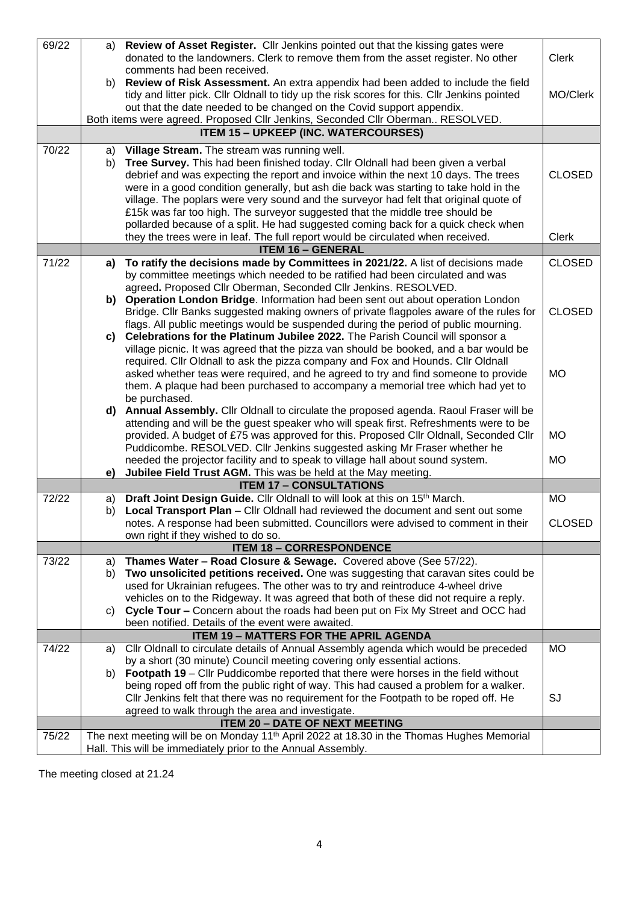| | | |
|---|---|---|
| 69/22 | a) **Review of Asset Register.** Cllr Jenkins pointed out that the kissing gates were donated to the landowners. Clerk to remove them from the asset register. No other comments had been received.<br>b) **Review of Risk Assessment.** An extra appendix had been added to include the field tidy and litter pick. Cllr Oldnall to tidy up the risk scores for this. Cllr Jenkins pointed out that the date needed to be changed on the Covid support appendix.<br>Both items were agreed. Proposed Cllr Jenkins, Seconded Cllr Oberman.. RESOLVED. | Clerk<br><br>MO/Clerk |
| | **ITEM 15 – UPKEEP (INC. WATERCOURSES)** | |
| 70/22 | a) **Village Stream.** The stream was running well.<br>b) **Tree Survey.** This had been finished today. Cllr Oldnall had been given a verbal debrief and was expecting the report and invoice within the next 10 days. The trees were in a good condition generally, but ash die back was starting to take hold in the village. The poplars were very sound and the surveyor had felt that original quote of £15k was far too high. The surveyor suggested that the middle tree should be pollarded because of a split. He had suggested coming back for a quick check when they the trees were in leaf. The full report would be circulated when received. | CLOSED<br><br>Clerk |
| | **ITEM 16 – GENERAL** | |
| 71/22 | **a) To ratify the decisions made by Committees in 2021/22.** A list of decisions made by committee meetings which needed to be ratified had been circulated and was agreed**.** Proposed Cllr Oberman, Seconded Cllr Jenkins. RESOLVED.<br>**b) Operation London Bridge**. Information had been sent out about operation London Bridge. Cllr Banks suggested making owners of private flagpoles aware of the rules for flags. All public meetings would be suspended during the period of public mourning.<br>**c) Celebrations for the Platinum Jubilee 2022.** The Parish Council will sponsor a village picnic. It was agreed that the pizza van should be booked, and a bar would be required. Cllr Oldnall to ask the pizza company and Fox and Hounds. Cllr Oldnall asked whether teas were required, and he agreed to try and find someone to provide them. A plaque had been purchased to accompany a memorial tree which had yet to be purchased.<br>**d) Annual Assembly.** Cllr Oldnall to circulate the proposed agenda. Raoul Fraser will be attending and will be the guest speaker who will speak first. Refreshments were to be provided. A budget of £75 was approved for this. Proposed Cllr Oldnall, Seconded Cllr Puddicombe. RESOLVED. Cllr Jenkins suggested asking Mr Fraser whether he needed the projector facility and to speak to village hall about sound system.<br>**e) Jubilee Field Trust AGM.** This was be held at the May meeting. | CLOSED<br><br>CLOSED<br><br>MO<br><br>MO<br><br>MO |
| | **ITEM 17 – CONSULTATIONS** | |
| 72/22 | a) **Draft Joint Design Guide.** Cllr Oldnall to will look at this on 15th March.<br>b) **Local Transport Plan** – Cllr Oldnall had reviewed the document and sent out some notes. A response had been submitted. Councillors were advised to comment in their own right if they wished to do so. | MO<br><br>CLOSED |
| | **ITEM 18 – CORRESPONDENCE** | |
| 73/22 | a) **Thames Water – Road Closure & Sewage.** Covered above (See 57/22).<br>b) **Two unsolicited petitions received.** One was suggesting that caravan sites could be used for Ukrainian refugees. The other was to try and reintroduce 4-wheel drive vehicles on to the Ridgeway. It was agreed that both of these did not require a reply.<br>c) **Cycle Tour –** Concern about the roads had been put on Fix My Street and OCC had been notified. Details of the event were awaited. | |
| | **ITEM 19 – MATTERS FOR THE APRIL AGENDA** | |
| 74/22 | a) Cllr Oldnall to circulate details of Annual Assembly agenda which would be preceded by a short (30 minute) Council meeting covering only essential actions.<br>b) **Footpath 19** – Cllr Puddicombe reported that there were horses in the field without being roped off from the public right of way. This had caused a problem for a walker. Cllr Jenkins felt that there was no requirement for the Footpath to be roped off. He agreed to walk through the area and investigate. | MO<br><br>SJ |
| | **ITEM 20 – DATE OF NEXT MEETING** | |
| 75/22 | The next meeting will be on Monday 11th April 2022 at 18.30 in the Thomas Hughes Memorial Hall. This will be immediately prior to the Annual Assembly. | |

The meeting closed at 21.24